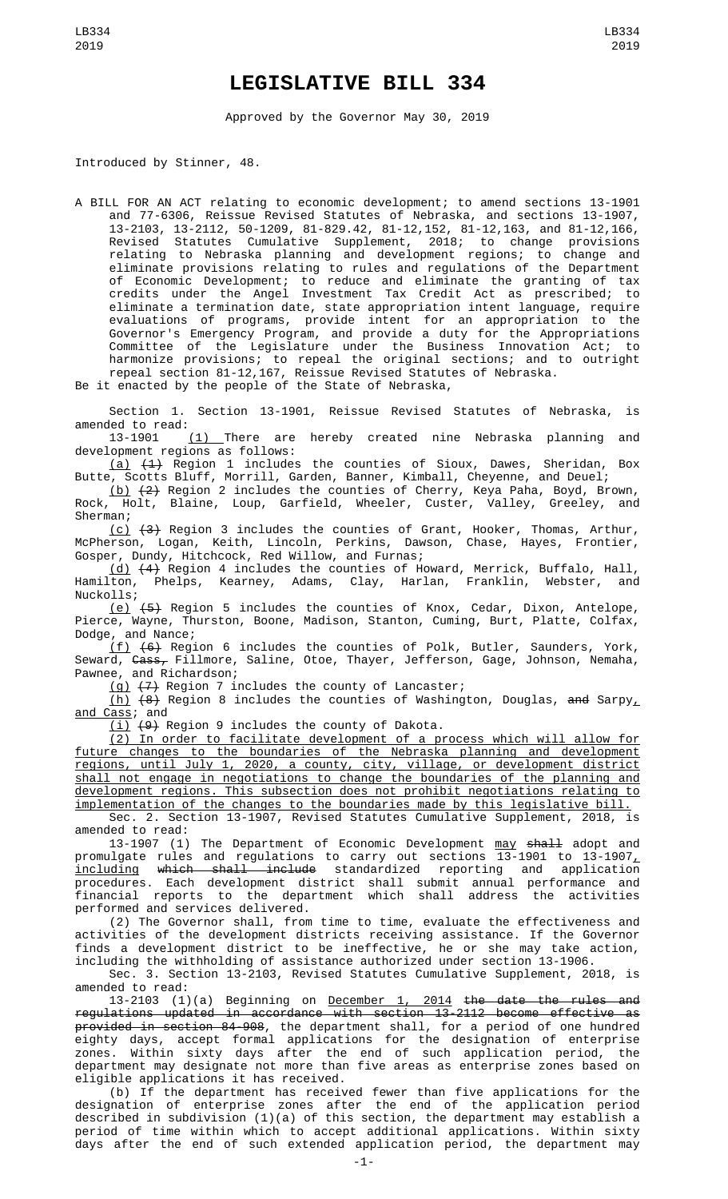# LEGISLATIVE BILL 334

Approved by the Governor May 30, 2019

Introduced by Stinner, 48.

A BILL FOR AN ACT relating to economic development; to amend sections 13-1901 and 77-6306, Reissue Revised Statutes of Nebraska, and sections 13-1907, 13-2103, 13-2112, 50-1209, 81-829.42, 81-12,152, 81-12,163, and 81-12,166, Revised Statutes Cumulative Supplement, 2018; to change provisions relating to Nebraska planning and development regions; to change and eliminate provisions relating to rules and regulations of the Department of Economic Development; to reduce and eliminate the granting of tax credits under the Angel Investment Tax Credit Act as prescribed; to eliminate a termination date, state appropriation intent language, require evaluations of programs, provide intent for an appropriation to the Governor's Emergency Program, and provide a duty for the Appropriations Committee of the Legislature under the Business Innovation Act; to harmonize provisions; to repeal the original sections; and to outright repeal section 81-12,167, Reissue Revised Statutes of Nebraska.

Be it enacted by the people of the State of Nebraska,

Section 1. Section 13-1901, Reissue Revised Statutes of Nebraska, is amended to read:

13-1901 (1) There are hereby created nine Nebraska planning and development regions as follows:

(a) ~~(1)~~ Region 1 includes the counties of Sioux, Dawes, Sheridan, Box Butte, Scotts Bluff, Morrill, Garden, Banner, Kimball, Cheyenne, and Deuel;

(b) ~~(2)~~ Region 2 includes the counties of Cherry, Keya Paha, Boyd, Brown, Rock, Holt, Blaine, Loup, Garfield, Wheeler, Custer, Valley, Greeley, and Sherman;

(c) ~~(3)~~ Region 3 includes the counties of Grant, Hooker, Thomas, Arthur, McPherson, Logan, Keith, Lincoln, Perkins, Dawson, Chase, Hayes, Frontier, Gosper, Dundy, Hitchcock, Red Willow, and Furnas;

(d) ~~(4)~~ Region 4 includes the counties of Howard, Merrick, Buffalo, Hall, Hamilton, Phelps, Kearney, Adams, Clay, Harlan, Franklin, Webster, and Nuckolls;

(e) ~~(5)~~ Region 5 includes the counties of Knox, Cedar, Dixon, Antelope, Pierce, Wayne, Thurston, Boone, Madison, Stanton, Cuming, Burt, Platte, Colfax, Dodge, and Nance;

(f) ~~(6)~~ Region 6 includes the counties of Polk, Butler, Saunders, York, Seward, ~~Cass,~~ Fillmore, Saline, Otoe, Thayer, Jefferson, Gage, Johnson, Nemaha, Pawnee, and Richardson;

(g) ~~(7)~~ Region 7 includes the county of Lancaster;

(h) ~~(8)~~ Region 8 includes the counties of Washington, Douglas, ~~and~~ Sarpy, and Cass; and

(i) ~~(9)~~ Region 9 includes the county of Dakota.

(2) In order to facilitate development of a process which will allow for future changes to the boundaries of the Nebraska planning and development regions, until July 1, 2020, a county, city, village, or development district shall not engage in negotiations to change the boundaries of the planning and development regions. This subsection does not prohibit negotiations relating to implementation of the changes to the boundaries made by this legislative bill.

Sec. 2. Section 13-1907, Revised Statutes Cumulative Supplement, 2018, is amended to read:

13-1907 (1) The Department of Economic Development may ~~shall~~ adopt and promulgate rules and regulations to carry out sections 13-1901 to 13-1907, including ~~which shall include~~ standardized reporting and application procedures. Each development district shall submit annual performance and financial reports to the department which shall address the activities performed and services delivered.

(2) The Governor shall, from time to time, evaluate the effectiveness and activities of the development districts receiving assistance. If the Governor finds a development district to be ineffective, he or she may take action, including the withholding of assistance authorized under section 13-1906.

Sec. 3. Section 13-2103, Revised Statutes Cumulative Supplement, 2018, is amended to read:

13-2103 (1)(a) Beginning on December 1, 2014 ~~the date the rules and regulations updated in accordance with section 13-2112 become effective as provided in section 84-908~~, the department shall, for a period of one hundred eighty days, accept formal applications for the designation of enterprise zones. Within sixty days after the end of such application period, the department may designate not more than five areas as enterprise zones based on eligible applications it has received.

(b) If the department has received fewer than five applications for the designation of enterprise zones after the end of the application period described in subdivision (1)(a) of this section, the department may establish a period of time within which to accept additional applications. Within sixty days after the end of such extended application period, the department may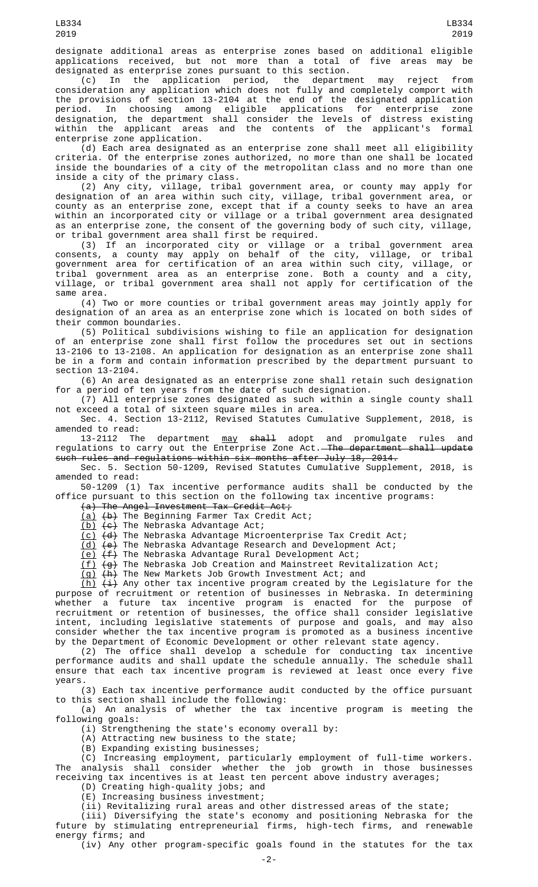designate additional areas as enterprise zones based on additional eligible applications received, but not more than a total of five areas may be designated as enterprise zones pursuant to this section.

(c) In the application period, the department may reject from consideration any application which does not fully and completely comport with the provisions of section 13-2104 at the end of the designated application period. In choosing among eligible applications for enterprise zone designation, the department shall consider the levels of distress existing within the applicant areas and the contents of the applicant's formal enterprise zone application.

(d) Each area designated as an enterprise zone shall meet all eligibility criteria. Of the enterprise zones authorized, no more than one shall be located inside the boundaries of a city of the metropolitan class and no more than one inside a city of the primary class.

(2) Any city, village, tribal government area, or county may apply for designation of an area within such city, village, tribal government area, or county as an enterprise zone, except that if a county seeks to have an area within an incorporated city or village or a tribal government area designated as an enterprise zone, the consent of the governing body of such city, village, or tribal government area shall first be required.

(3) If an incorporated city or village or a tribal government area consents, a county may apply on behalf of the city, village, or tribal government area for certification of an area within such city, village, or tribal government area as an enterprise zone. Both a county and a city, village, or tribal government area shall not apply for certification of the same area.

(4) Two or more counties or tribal government areas may jointly apply for designation of an area as an enterprise zone which is located on both sides of their common boundaries.

(5) Political subdivisions wishing to file an application for designation of an enterprise zone shall first follow the procedures set out in sections 13-2106 to 13-2108. An application for designation as an enterprise zone shall be in a form and contain information prescribed by the department pursuant to section 13-2104.

(6) An area designated as an enterprise zone shall retain such designation for a period of ten years from the date of such designation.

(7) All enterprise zones designated as such within a single county shall not exceed a total of sixteen square miles in area.

Sec. 4. Section 13-2112, Revised Statutes Cumulative Supplement, 2018, is amended to read:

13-2112 The department may ~~shall~~ adopt and promulgate rules and regulations to carry out the Enterprise Zone Act. ~~The department shall update such rules and regulations within six months after July 18, 2014.~~

Sec. 5. Section 50-1209, Revised Statutes Cumulative Supplement, 2018, is amended to read:

50-1209 (1) Tax incentive performance audits shall be conducted by the office pursuant to this section on the following tax incentive programs:

~~(a) The Angel Investment Tax Credit Act;~~

(a) ~~(b)~~ The Beginning Farmer Tax Credit Act;

(b) ~~(c)~~ The Nebraska Advantage Act;

(c) ~~(d)~~ The Nebraska Advantage Microenterprise Tax Credit Act;

(d) ~~(e)~~ The Nebraska Advantage Research and Development Act;

(e) ~~(f)~~ The Nebraska Advantage Rural Development Act;

(f) ~~(g)~~ The Nebraska Job Creation and Mainstreet Revitalization Act;

(g) ~~(h)~~ The New Markets Job Growth Investment Act; and

(h) ~~(i)~~ Any other tax incentive program created by the Legislature for the purpose of recruitment or retention of businesses in Nebraska. In determining whether a future tax incentive program is enacted for the purpose of recruitment or retention of businesses, the office shall consider legislative intent, including legislative statements of purpose and goals, and may also consider whether the tax incentive program is promoted as a business incentive by the Department of Economic Development or other relevant state agency.

(2) The office shall develop a schedule for conducting tax incentive performance audits and shall update the schedule annually. The schedule shall ensure that each tax incentive program is reviewed at least once every five years.

(3) Each tax incentive performance audit conducted by the office pursuant to this section shall include the following:

(a) An analysis of whether the tax incentive program is meeting the following goals:

(i) Strengthening the state's economy overall by:

(A) Attracting new business to the state;

(B) Expanding existing businesses;

(C) Increasing employment, particularly employment of full-time workers. The analysis shall consider whether the job growth in those businesses receiving tax incentives is at least ten percent above industry averages;

(D) Creating high-quality jobs; and

(E) Increasing business investment;

(ii) Revitalizing rural areas and other distressed areas of the state;

(iii) Diversifying the state's economy and positioning Nebraska for the future by stimulating entrepreneurial firms, high-tech firms, and renewable energy firms; and

(iv) Any other program-specific goals found in the statutes for the tax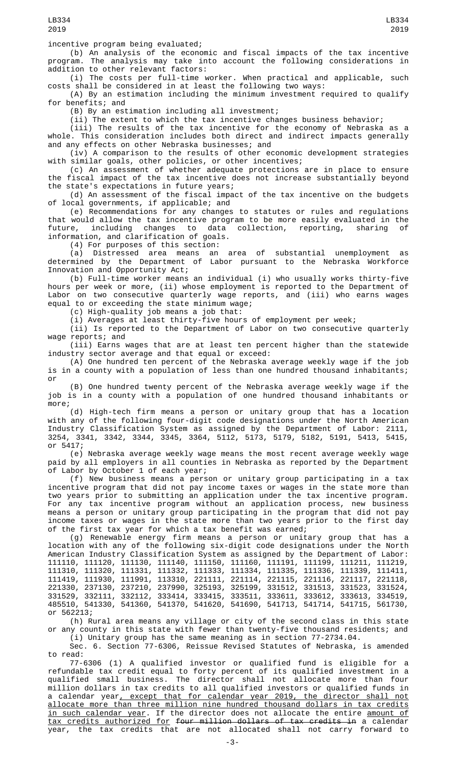incentive program being evaluated;

(b) An analysis of the economic and fiscal impacts of the tax incentive program. The analysis may take into account the following considerations in addition to other relevant factors:

(i) The costs per full-time worker. When practical and applicable, such costs shall be considered in at least the following two ways:

(A) By an estimation including the minimum investment required to qualify for benefits; and

(B) By an estimation including all investment;

(ii) The extent to which the tax incentive changes business behavior;

(iii) The results of the tax incentive for the economy of Nebraska as a whole. This consideration includes both direct and indirect impacts generally and any effects on other Nebraska businesses; and

(iv) A comparison to the results of other economic development strategies with similar goals, other policies, or other incentives;

(c) An assessment of whether adequate protections are in place to ensure the fiscal impact of the tax incentive does not increase substantially beyond the state's expectations in future years;

(d) An assessment of the fiscal impact of the tax incentive on the budgets of local governments, if applicable; and

(e) Recommendations for any changes to statutes or rules and regulations that would allow the tax incentive program to be more easily evaluated in the future, including changes to data collection, reporting, sharing of information, and clarification of goals.

(4) For purposes of this section:

(a) Distressed area means an area of substantial unemployment as determined by the Department of Labor pursuant to the Nebraska Workforce Innovation and Opportunity Act;

(b) Full-time worker means an individual (i) who usually works thirty-five hours per week or more, (ii) whose employment is reported to the Department of Labor on two consecutive quarterly wage reports, and (iii) who earns wages equal to or exceeding the state minimum wage;

(c) High-quality job means a job that:

(i) Averages at least thirty-five hours of employment per week;

(ii) Is reported to the Department of Labor on two consecutive quarterly wage reports; and

(iii) Earns wages that are at least ten percent higher than the statewide industry sector average and that equal or exceed:

(A) One hundred ten percent of the Nebraska average weekly wage if the job is in a county with a population of less than one hundred thousand inhabitants; or

(B) One hundred twenty percent of the Nebraska average weekly wage if the job is in a county with a population of one hundred thousand inhabitants or more;

(d) High-tech firm means a person or unitary group that has a location with any of the following four-digit code designations under the North American Industry Classification System as assigned by the Department of Labor: 2111, 3254, 3341, 3342, 3344, 3345, 3364, 5112, 5173, 5179, 5182, 5191, 5413, 5415, or 5417;

(e) Nebraska average weekly wage means the most recent average weekly wage paid by all employers in all counties in Nebraska as reported by the Department of Labor by October 1 of each year;

(f) New business means a person or unitary group participating in a tax incentive program that did not pay income taxes or wages in the state more than two years prior to submitting an application under the tax incentive program. For any tax incentive program without an application process, new business means a person or unitary group participating in the program that did not pay income taxes or wages in the state more than two years prior to the first day of the first tax year for which a tax benefit was earned;

(g) Renewable energy firm means a person or unitary group that has a location with any of the following six-digit code designations under the North American Industry Classification System as assigned by the Department of Labor: 111110, 111120, 111130, 111140, 111150, 111160, 111191, 111199, 111211, 111219, 111310, 111320, 111331, 111332, 111333, 111334, 111335, 111336, 111339, 111411, 111419, 111930, 111991, 113310, 221111, 221114, 221115, 221116, 221117, 221118, 221330, 237130, 237210, 237990, 325193, 325199, 331512, 331513, 331523, 331524, 331529, 332111, 332112, 333414, 333415, 333511, 333611, 333612, 333613, 334519, 485510, 541330, 541360, 541370, 541620, 541690, 541713, 541714, 541715, 561730, or 562213;

(h) Rural area means any village or city of the second class in this state or any county in this state with fewer than twenty-five thousand residents; and

(i) Unitary group has the same meaning as in section 77-2734.04.

Sec. 6. Section 77-6306, Reissue Revised Statutes of Nebraska, is amended to read:

77-6306 (1) A qualified investor or qualified fund is eligible for a refundable tax credit equal to forty percent of its qualified investment in a qualified small business. The director shall not allocate more than four million dollars in tax credits to all qualified investors or qualified funds in a calendar year, except that for calendar year 2019, the director shall not allocate more than three million nine hundred thousand dollars in tax credits in such calendar year. If the director does not allocate the entire amount of tax credits authorized for ~~four million dollars of tax credits in~~ a calendar year, the tax credits that are not allocated shall not carry forward to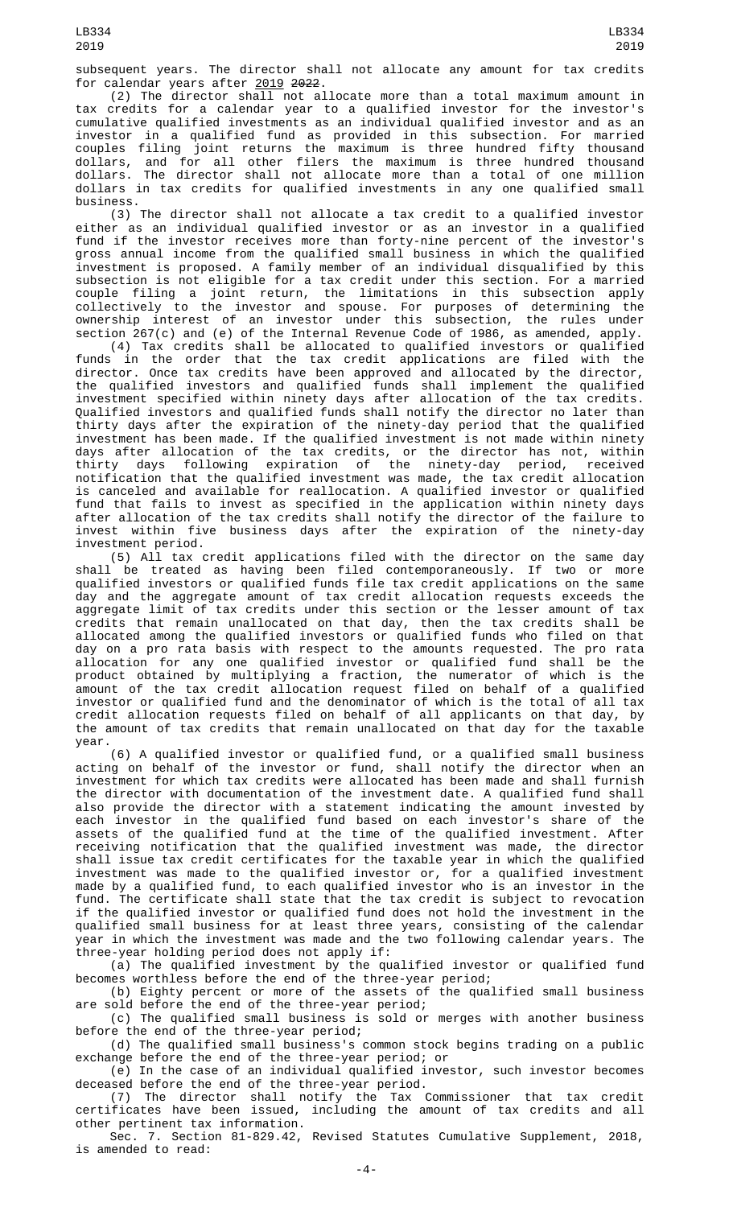subsequent years. The director shall not allocate any amount for tax credits for calendar years after 2019 ~~2022~~.

(2) The director shall not allocate more than a total maximum amount in tax credits for a calendar year to a qualified investor for the investor's cumulative qualified investments as an individual qualified investor and as an investor in a qualified fund as provided in this subsection. For married couples filing joint returns the maximum is three hundred fifty thousand dollars, and for all other filers the maximum is three hundred thousand dollars. The director shall not allocate more than a total of one million dollars in tax credits for qualified investments in any one qualified small business.

(3) The director shall not allocate a tax credit to a qualified investor either as an individual qualified investor or as an investor in a qualified fund if the investor receives more than forty-nine percent of the investor's gross annual income from the qualified small business in which the qualified investment is proposed. A family member of an individual disqualified by this subsection is not eligible for a tax credit under this section. For a married couple filing a joint return, the limitations in this subsection apply collectively to the investor and spouse. For purposes of determining the ownership interest of an investor under this subsection, the rules under section 267(c) and (e) of the Internal Revenue Code of 1986, as amended, apply.

(4) Tax credits shall be allocated to qualified investors or qualified funds in the order that the tax credit applications are filed with the director. Once tax credits have been approved and allocated by the director, the qualified investors and qualified funds shall implement the qualified investment specified within ninety days after allocation of the tax credits. Qualified investors and qualified funds shall notify the director no later than thirty days after the expiration of the ninety-day period that the qualified investment has been made. If the qualified investment is not made within ninety days after allocation of the tax credits, or the director has not, within thirty days following expiration of the ninety-day period, received notification that the qualified investment was made, the tax credit allocation is canceled and available for reallocation. A qualified investor or qualified fund that fails to invest as specified in the application within ninety days after allocation of the tax credits shall notify the director of the failure to invest within five business days after the expiration of the ninety-day investment period.

(5) All tax credit applications filed with the director on the same day shall be treated as having been filed contemporaneously. If two or more qualified investors or qualified funds file tax credit applications on the same day and the aggregate amount of tax credit allocation requests exceeds the aggregate limit of tax credits under this section or the lesser amount of tax credits that remain unallocated on that day, then the tax credits shall be allocated among the qualified investors or qualified funds who filed on that day on a pro rata basis with respect to the amounts requested. The pro rata allocation for any one qualified investor or qualified fund shall be the product obtained by multiplying a fraction, the numerator of which is the amount of the tax credit allocation request filed on behalf of a qualified investor or qualified fund and the denominator of which is the total of all tax credit allocation requests filed on behalf of all applicants on that day, by the amount of tax credits that remain unallocated on that day for the taxable year.

(6) A qualified investor or qualified fund, or a qualified small business acting on behalf of the investor or fund, shall notify the director when an investment for which tax credits were allocated has been made and shall furnish the director with documentation of the investment date. A qualified fund shall also provide the director with a statement indicating the amount invested by each investor in the qualified fund based on each investor's share of the assets of the qualified fund at the time of the qualified investment. After receiving notification that the qualified investment was made, the director shall issue tax credit certificates for the taxable year in which the qualified investment was made to the qualified investor or, for a qualified investment made by a qualified fund, to each qualified investor who is an investor in the fund. The certificate shall state that the tax credit is subject to revocation if the qualified investor or qualified fund does not hold the investment in the qualified small business for at least three years, consisting of the calendar year in which the investment was made and the two following calendar years. The three-year holding period does not apply if:

(a) The qualified investment by the qualified investor or qualified fund becomes worthless before the end of the three-year period;

(b) Eighty percent or more of the assets of the qualified small business are sold before the end of the three-year period;

(c) The qualified small business is sold or merges with another business before the end of the three-year period;

(d) The qualified small business's common stock begins trading on a public exchange before the end of the three-year period; or

(e) In the case of an individual qualified investor, such investor becomes deceased before the end of the three-year period.

(7) The director shall notify the Tax Commissioner that tax credit certificates have been issued, including the amount of tax credits and all other pertinent tax information.

Sec. 7. Section 81-829.42, Revised Statutes Cumulative Supplement, 2018, is amended to read: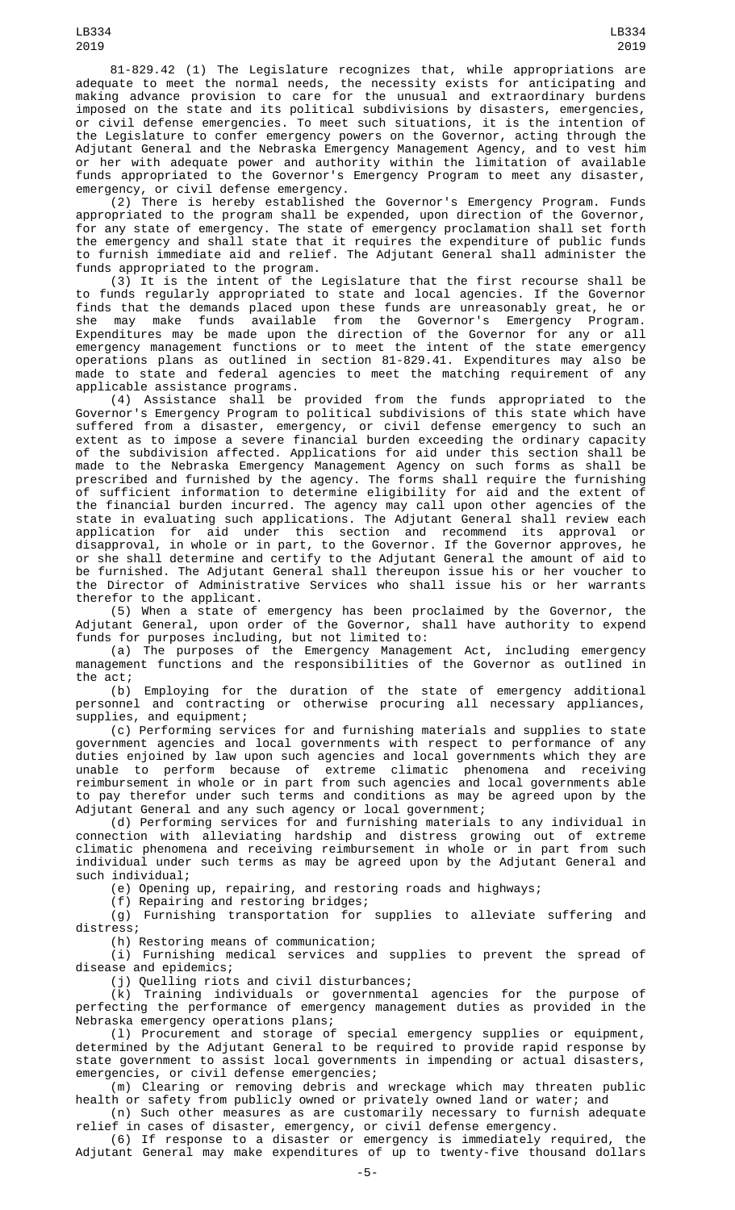81-829.42 (1) The Legislature recognizes that, while appropriations are adequate to meet the normal needs, the necessity exists for anticipating and making advance provision to care for the unusual and extraordinary burdens imposed on the state and its political subdivisions by disasters, emergencies, or civil defense emergencies. To meet such situations, it is the intention of the Legislature to confer emergency powers on the Governor, acting through the Adjutant General and the Nebraska Emergency Management Agency, and to vest him or her with adequate power and authority within the limitation of available funds appropriated to the Governor's Emergency Program to meet any disaster, emergency, or civil defense emergency.

(2) There is hereby established the Governor's Emergency Program. Funds appropriated to the program shall be expended, upon direction of the Governor, for any state of emergency. The state of emergency proclamation shall set forth the emergency and shall state that it requires the expenditure of public funds to furnish immediate aid and relief. The Adjutant General shall administer the funds appropriated to the program.

(3) It is the intent of the Legislature that the first recourse shall be to funds regularly appropriated to state and local agencies. If the Governor finds that the demands placed upon these funds are unreasonably great, he or she may make funds available from the Governor's Emergency Program. Expenditures may be made upon the direction of the Governor for any or all emergency management functions or to meet the intent of the state emergency operations plans as outlined in section 81-829.41. Expenditures may also be made to state and federal agencies to meet the matching requirement of any applicable assistance programs.

(4) Assistance shall be provided from the funds appropriated to the Governor's Emergency Program to political subdivisions of this state which have suffered from a disaster, emergency, or civil defense emergency to such an extent as to impose a severe financial burden exceeding the ordinary capacity of the subdivision affected. Applications for aid under this section shall be made to the Nebraska Emergency Management Agency on such forms as shall be prescribed and furnished by the agency. The forms shall require the furnishing of sufficient information to determine eligibility for aid and the extent of the financial burden incurred. The agency may call upon other agencies of the state in evaluating such applications. The Adjutant General shall review each application for aid under this section and recommend its approval or disapproval, in whole or in part, to the Governor. If the Governor approves, he or she shall determine and certify to the Adjutant General the amount of aid to be furnished. The Adjutant General shall thereupon issue his or her voucher to the Director of Administrative Services who shall issue his or her warrants therefor to the applicant.

(5) When a state of emergency has been proclaimed by the Governor, the Adjutant General, upon order of the Governor, shall have authority to expend funds for purposes including, but not limited to:

(a) The purposes of the Emergency Management Act, including emergency management functions and the responsibilities of the Governor as outlined in the act;

(b) Employing for the duration of the state of emergency additional personnel and contracting or otherwise procuring all necessary appliances, supplies, and equipment;

(c) Performing services for and furnishing materials and supplies to state government agencies and local governments with respect to performance of any duties enjoined by law upon such agencies and local governments which they are unable to perform because of extreme climatic phenomena and receiving reimbursement in whole or in part from such agencies and local governments able to pay therefor under such terms and conditions as may be agreed upon by the Adjutant General and any such agency or local government;

(d) Performing services for and furnishing materials to any individual in connection with alleviating hardship and distress growing out of extreme climatic phenomena and receiving reimbursement in whole or in part from such individual under such terms as may be agreed upon by the Adjutant General and such individual;

(e) Opening up, repairing, and restoring roads and highways;

(f) Repairing and restoring bridges;

(g) Furnishing transportation for supplies to alleviate suffering and distress;

(h) Restoring means of communication;

(i) Furnishing medical services and supplies to prevent the spread of disease and epidemics;

(j) Quelling riots and civil disturbances;

(k) Training individuals or governmental agencies for the purpose of perfecting the performance of emergency management duties as provided in the Nebraska emergency operations plans;

(l) Procurement and storage of special emergency supplies or equipment, determined by the Adjutant General to be required to provide rapid response by state government to assist local governments in impending or actual disasters, emergencies, or civil defense emergencies;

(m) Clearing or removing debris and wreckage which may threaten public health or safety from publicly owned or privately owned land or water; and

(n) Such other measures as are customarily necessary to furnish adequate relief in cases of disaster, emergency, or civil defense emergency.

(6) If response to a disaster or emergency is immediately required, the Adjutant General may make expenditures of up to twenty-five thousand dollars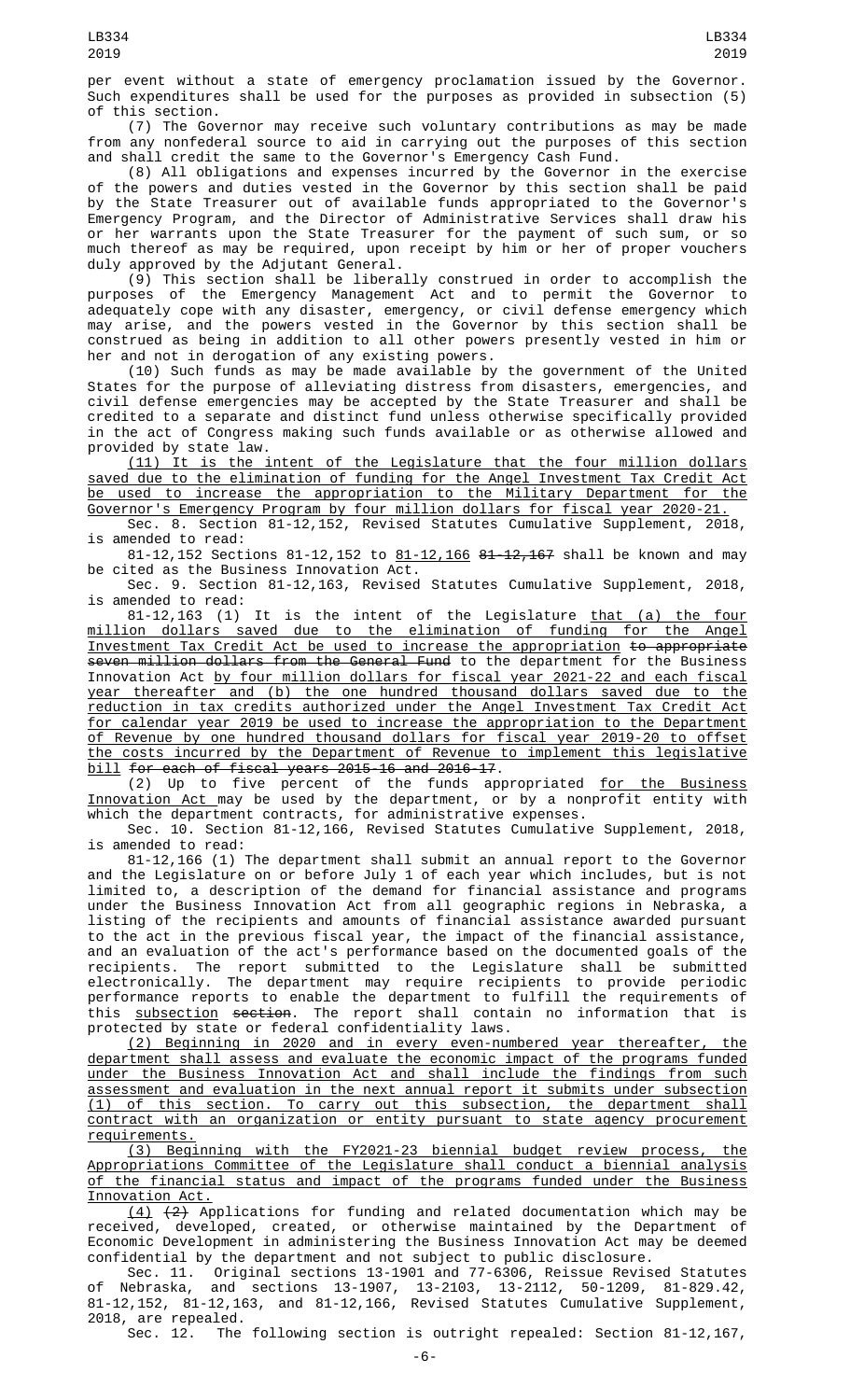per event without a state of emergency proclamation issued by the Governor. Such expenditures shall be used for the purposes as provided in subsection (5) of this section.

(7) The Governor may receive such voluntary contributions as may be made from any nonfederal source to aid in carrying out the purposes of this section and shall credit the same to the Governor's Emergency Cash Fund.

(8) All obligations and expenses incurred by the Governor in the exercise of the powers and duties vested in the Governor by this section shall be paid by the State Treasurer out of available funds appropriated to the Governor's Emergency Program, and the Director of Administrative Services shall draw his or her warrants upon the State Treasurer for the payment of such sum, or so much thereof as may be required, upon receipt by him or her of proper vouchers duly approved by the Adjutant General.

(9) This section shall be liberally construed in order to accomplish the purposes of the Emergency Management Act and to permit the Governor to adequately cope with any disaster, emergency, or civil defense emergency which may arise, and the powers vested in the Governor by this section shall be construed as being in addition to all other powers presently vested in him or her and not in derogation of any existing powers.

(10) Such funds as may be made available by the government of the United States for the purpose of alleviating distress from disasters, emergencies, and civil defense emergencies may be accepted by the State Treasurer and shall be credited to a separate and distinct fund unless otherwise specifically provided in the act of Congress making such funds available or as otherwise allowed and provided by state law.

<u>(11) It is the intent of the Legislature that the four million dollars saved due to the elimination of funding for the Angel Investment Tax Credit Act be used to increase the appropriation to the Military Department for the Governor's Emergency Program by four million dollars for fiscal year 2020-21.</u>

Sec. 8. Section 81-12,152, Revised Statutes Cumulative Supplement, 2018, is amended to read:

81-12,152 Sections 81-12,152 to <u>81-12,166</u> ~~81-12,167~~ shall be known and may be cited as the Business Innovation Act.

Sec. 9. Section 81-12,163, Revised Statutes Cumulative Supplement, 2018, is amended to read:

81-12,163 (1) It is the intent of the Legislature <u>that (a) the four million dollars saved due to the elimination of funding for the Angel Investment Tax Credit Act be used to increase the appropriation</u> ~~to appropriate seven million dollars from the General Fund~~ to the department for the Business Innovation Act <u>by four million dollars for fiscal year 2021-22 and each fiscal year thereafter and (b) the one hundred thousand dollars saved due to the reduction in tax credits authorized under the Angel Investment Tax Credit Act for calendar year 2019 be used to increase the appropriation to the Department of Revenue by one hundred thousand dollars for fiscal year 2019-20 to offset the costs incurred by the Department of Revenue to implement this legislative bill</u> ~~for each of fiscal years 2015-16 and 2016-17~~.

(2) Up to five percent of the funds appropriated <u>for the Business Innovation Act</u> may be used by the department, or by a nonprofit entity with which the department contracts, for administrative expenses.

Sec. 10. Section 81-12,166, Revised Statutes Cumulative Supplement, 2018, is amended to read:

81-12,166 (1) The department shall submit an annual report to the Governor and the Legislature on or before July 1 of each year which includes, but is not limited to, a description of the demand for financial assistance and programs under the Business Innovation Act from all geographic regions in Nebraska, a listing of the recipients and amounts of financial assistance awarded pursuant to the act in the previous fiscal year, the impact of the financial assistance, and an evaluation of the act's performance based on the documented goals of the recipients. The report submitted to the Legislature shall be submitted electronically. The department may require recipients to provide periodic performance reports to enable the department to fulfill the requirements of this <u>subsection</u> ~~section~~. The report shall contain no information that is protected by state or federal confidentiality laws.

<u>(2) Beginning in 2020 and in every even-numbered year thereafter, the department shall assess and evaluate the economic impact of the programs funded under the Business Innovation Act and shall include the findings from such assessment and evaluation in the next annual report it submits under subsection (1) of this section. To carry out this subsection, the department shall contract with an organization or entity pursuant to state agency procurement requirements.</u>

<u>(3) Beginning with the FY2021-23 biennial budget review process, the Appropriations Committee of the Legislature shall conduct a biennial analysis of the financial status and impact of the programs funded under the Business Innovation Act.</u>

<u>(4)</u> ~~(2)~~ Applications for funding and related documentation which may be received, developed, created, or otherwise maintained by the Department of Economic Development in administering the Business Innovation Act may be deemed confidential by the department and not subject to public disclosure.

Sec. 11. Original sections 13-1901 and 77-6306, Reissue Revised Statutes of Nebraska, and sections 13-1907, 13-2103, 13-2112, 50-1209, 81-829.42, 81-12,152, 81-12,163, and 81-12,166, Revised Statutes Cumulative Supplement, 2018, are repealed.

Sec. 12. The following section is outright repealed: Section 81-12,167,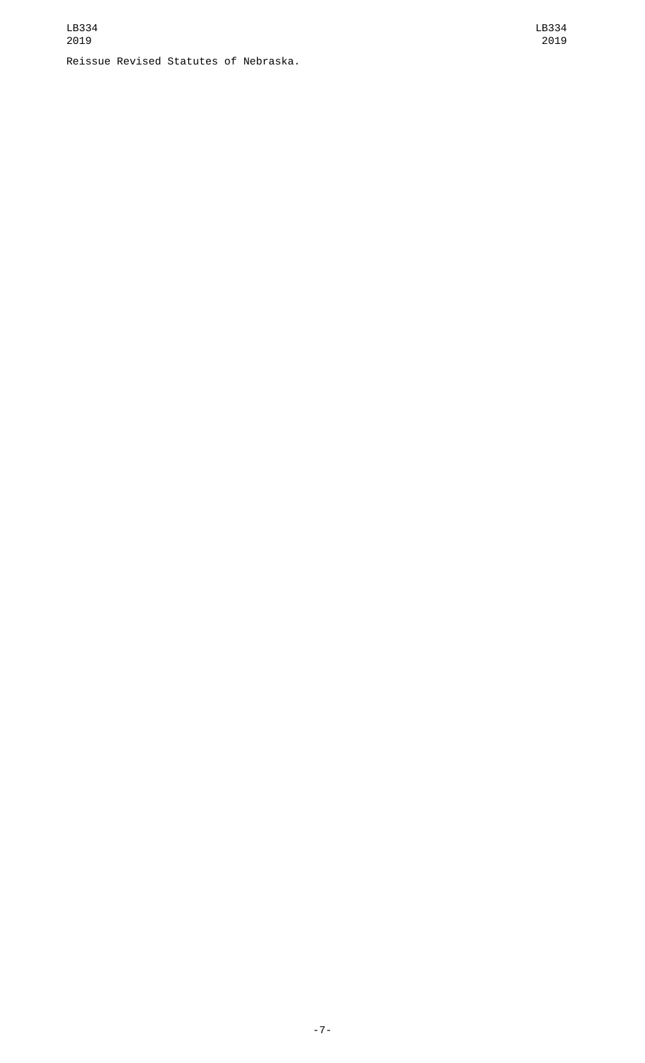Reissue Revised Statutes of Nebraska.